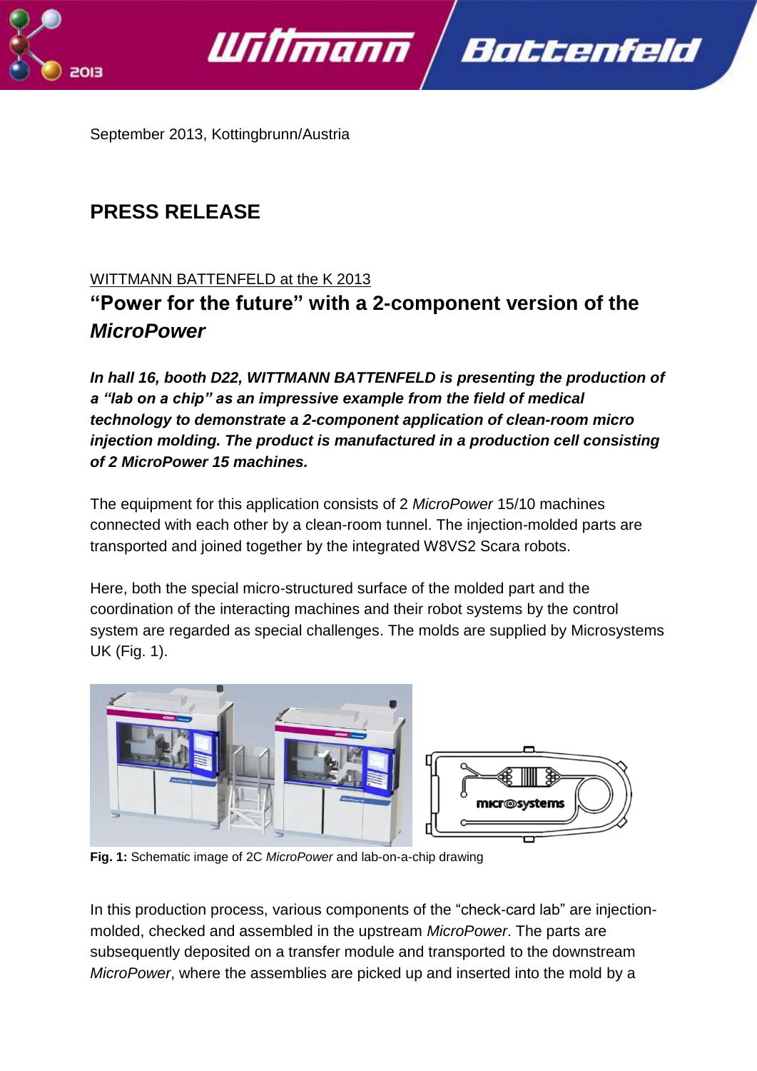September 2013, Kottingbrunn/Austria

# PRESS RELEASE

WITTMANN BATTENFELD at the K 2013

## "Power for the future" with a 2-component version of the *MicroPower*

***In hall 16, booth D22, WITTMANN BATTENFELD is presenting the production of a "lab on a chip" as an impressive example from the field of medical technology to demonstrate a 2-component application of clean-room micro injection molding. The product is manufactured in a production cell consisting of 2 MicroPower 15 machines.***

The equipment for this application consists of 2 *MicroPower* 15/10 machines connected with each other by a clean-room tunnel. The injection-molded parts are transported and joined together by the integrated W8VS2 Scara robots.

Here, both the special micro-structured surface of the molded part and the coordination of the interacting machines and their robot systems by the control system are regarded as special challenges. The molds are supplied by Microsystems UK (Fig. 1).

**Fig. 1:** Schematic image of 2C *MicroPower* and lab-on-a-chip drawing

In this production process, various components of the "check-card lab" are injection-molded, checked and assembled in the upstream *MicroPower*. The parts are subsequently deposited on a transfer module and transported to the downstream *MicroPower*, where the assemblies are picked up and inserted into the mold by a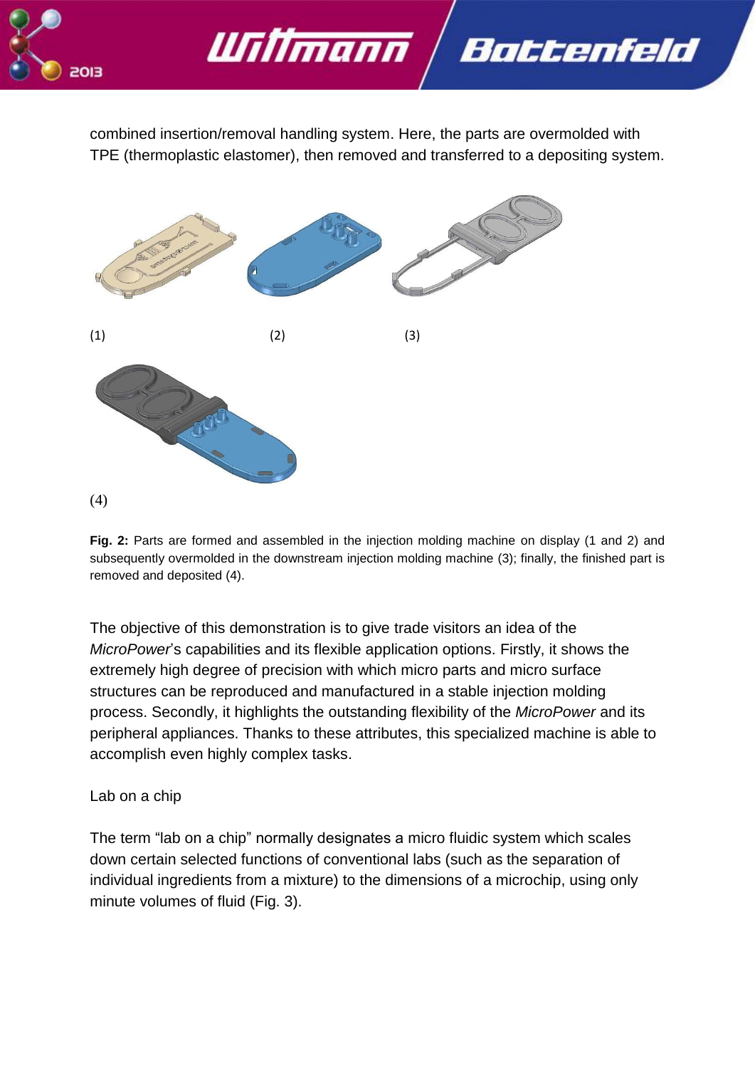combined insertion/removal handling system. Here, the parts are overmolded with TPE (thermoplastic elastomer), then removed and transferred to a depositing system.

(1) (2) (3)

(4)

**Fig. 2:** Parts are formed and assembled in the injection molding machine on display (1 and 2) and subsequently overmolded in the downstream injection molding machine (3); finally, the finished part is removed and deposited (4).

The objective of this demonstration is to give trade visitors an idea of the *MicroPower*'s capabilities and its flexible application options. Firstly, it shows the extremely high degree of precision with which micro parts and micro surface structures can be reproduced and manufactured in a stable injection molding process. Secondly, it highlights the outstanding flexibility of the *MicroPower* and its peripheral appliances. Thanks to these attributes, this specialized machine is able to accomplish even highly complex tasks.

Lab on a chip

The term "lab on a chip" normally designates a micro fluidic system which scales down certain selected functions of conventional labs (such as the separation of individual ingredients from a mixture) to the dimensions of a microchip, using only minute volumes of fluid (Fig. 3).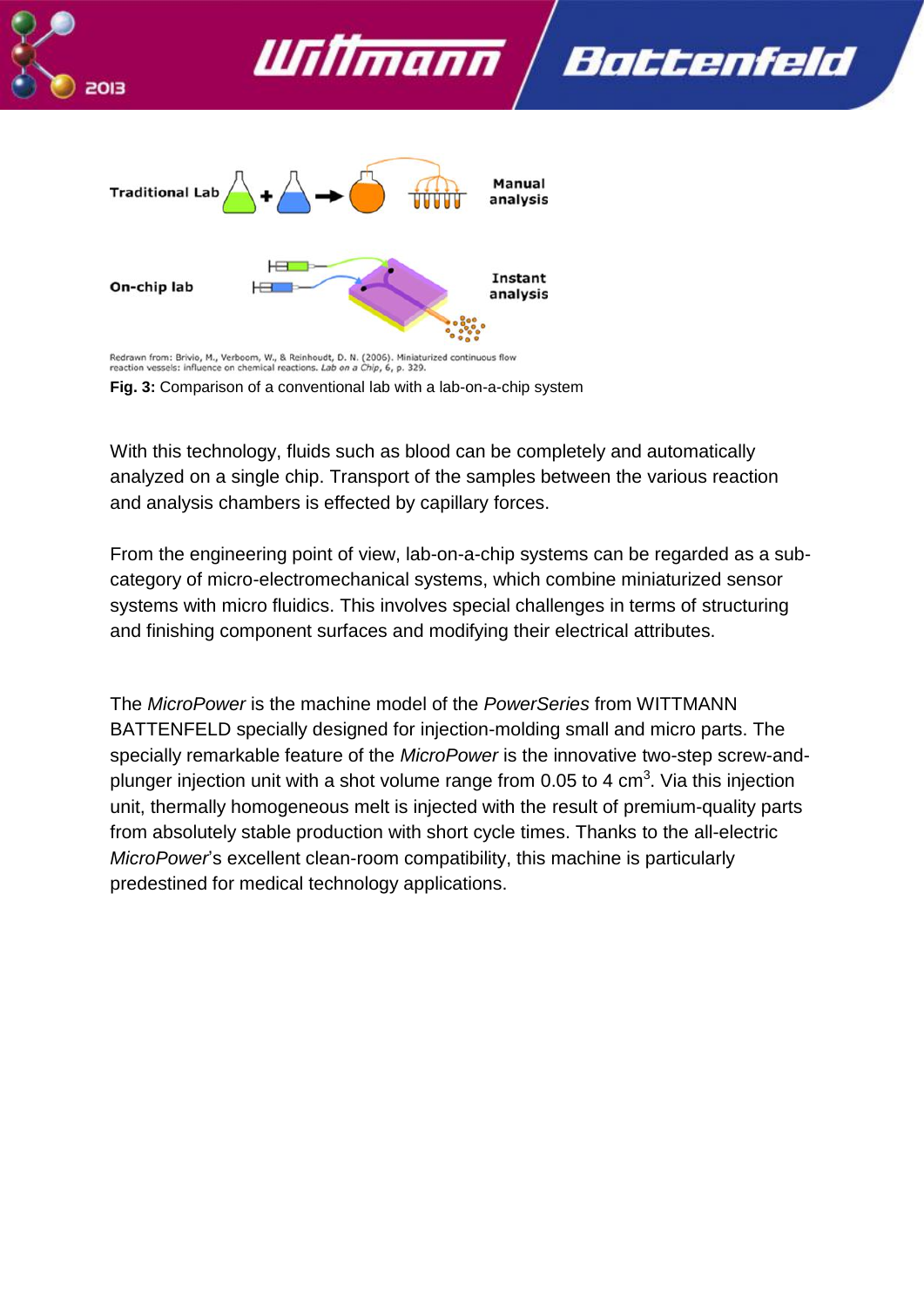Redrawn from: Brivio, M., Verboom, W., & Reinhoudt, D. N. (2006). Miniaturized continuous flow reaction vessels: influence on chemical reactions. *Lab on a Chip*, 6, p. 329.

**Fig. 3:** Comparison of a conventional lab with a lab-on-a-chip system

With this technology, fluids such as blood can be completely and automatically analyzed on a single chip. Transport of the samples between the various reaction and analysis chambers is effected by capillary forces.

From the engineering point of view, lab-on-a-chip systems can be regarded as a sub-category of micro-electromechanical systems, which combine miniaturized sensor systems with micro fluidics. This involves special challenges in terms of structuring and finishing component surfaces and modifying their electrical attributes.

The *MicroPower* is the machine model of the *PowerSeries* from WITTMANN BATTENFELD specially designed for injection-molding small and micro parts. The specially remarkable feature of the *MicroPower* is the innovative two-step screw-and-plunger injection unit with a shot volume range from 0.05 to 4 $cm^3$. Via this injection unit, thermally homogeneous melt is injected with the result of premium-quality parts from absolutely stable production with short cycle times. Thanks to the all-electric *MicroPower*'s excellent clean-room compatibility, this machine is particularly predestined for medical technology applications.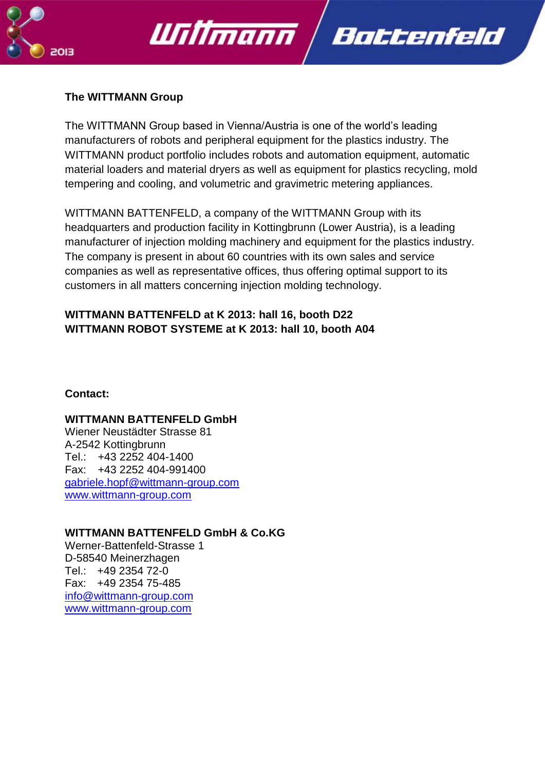**The WITTMANN Group**

The WITTMANN Group based in Vienna/Austria is one of the world's leading manufacturers of robots and peripheral equipment for the plastics industry. The WITTMANN product portfolio includes robots and automation equipment, automatic material loaders and material dryers as well as equipment for plastics recycling, mold tempering and cooling, and volumetric and gravimetric metering appliances.

WITTMANN BATTENFELD, a company of the WITTMANN Group with its headquarters and production facility in Kottingbrunn (Lower Austria), is a leading manufacturer of injection molding machinery and equipment for the plastics industry. The company is present in about 60 countries with its own sales and service companies as well as representative offices, thus offering optimal support to its customers in all matters concerning injection molding technology.

**WITTMANN BATTENFELD at K 2013: hall 16, booth D22**
**WITTMANN ROBOT SYSTEME at K 2013: hall 10, booth A04**

**Contact:**

**WITTMANN BATTENFELD GmbH**
Wiener Neustädter Strasse 81
A-2542 Kottingbrunn
Tel.: +43 2252 404-1400
Fax: +43 2252 404-991400
gabriele.hopf@wittmann-group.com
www.wittmann-group.com

**WITTMANN BATTENFELD GmbH & Co.KG**
Werner-Battenfeld-Strasse 1
D-58540 Meinerzhagen
Tel.: +49 2354 72-0
Fax: +49 2354 75-485
info@wittmann-group.com
www.wittmann-group.com